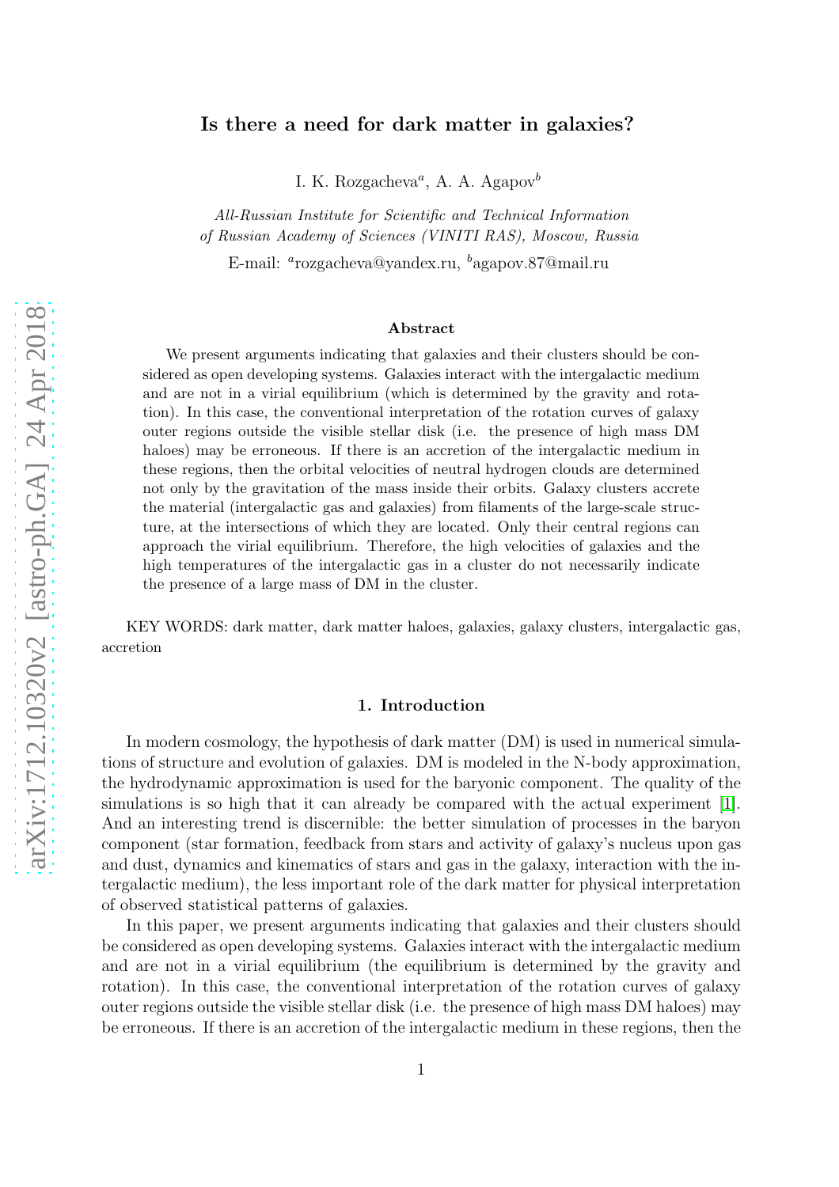# Is there a need for dark matter in galaxies?

I. K. Rozgacheva[a], A. A. Agapov[b]

*All-Russian Institute for Scientific and Technical Information of Russian Academy of Sciences (VINITI RAS), Moscow, Russia*

E-mail: [a]rozgacheva@yandex.ru, [b]agapov.87@mail.ru

### Abstract

We present arguments indicating that galaxies and their clusters should be considered as open developing systems. Galaxies interact with the intergalactic medium and are not in a virial equilibrium (which is determined by the gravity and rotation). In this case, the conventional interpretation of the rotation curves of galaxy outer regions outside the visible stellar disk (i.e. the presence of high mass DM haloes) may be erroneous. If there is an accretion of the intergalactic medium in these regions, then the orbital velocities of neutral hydrogen clouds are determined not only by the gravitation of the mass inside their orbits. Galaxy clusters accrete the material (intergalactic gas and galaxies) from filaments of the large-scale structure, at the intersections of which they are located. Only their central regions can approach the virial equilibrium. Therefore, the high velocities of galaxies and the high temperatures of the intergalactic gas in a cluster do not necessarily indicate the presence of a large mass of DM in the cluster.

KEY WORDS: dark matter, dark matter haloes, galaxies, galaxy clusters, intergalactic gas, accretion

## 1. Introduction

In modern cosmology, the hypothesis of dark matter (DM) is used in numerical simulations of structure and evolution of galaxies. DM is modeled in the N-body approximation, the hydrodynamic approximation is used for the baryonic component. The quality of the simulations is so high that it can already be compared with the actual experiment [1]. And an interesting trend is discernible: the better simulation of processes in the baryon component (star formation, feedback from stars and activity of galaxy's nucleus upon gas and dust, dynamics and kinematics of stars and gas in the galaxy, interaction with the intergalactic medium), the less important role of the dark matter for physical interpretation of observed statistical patterns of galaxies.

In this paper, we present arguments indicating that galaxies and their clusters should be considered as open developing systems. Galaxies interact with the intergalactic medium and are not in a virial equilibrium (the equilibrium is determined by the gravity and rotation). In this case, the conventional interpretation of the rotation curves of galaxy outer regions outside the visible stellar disk (i.e. the presence of high mass DM haloes) may be erroneous. If there is an accretion of the intergalactic medium in these regions, then the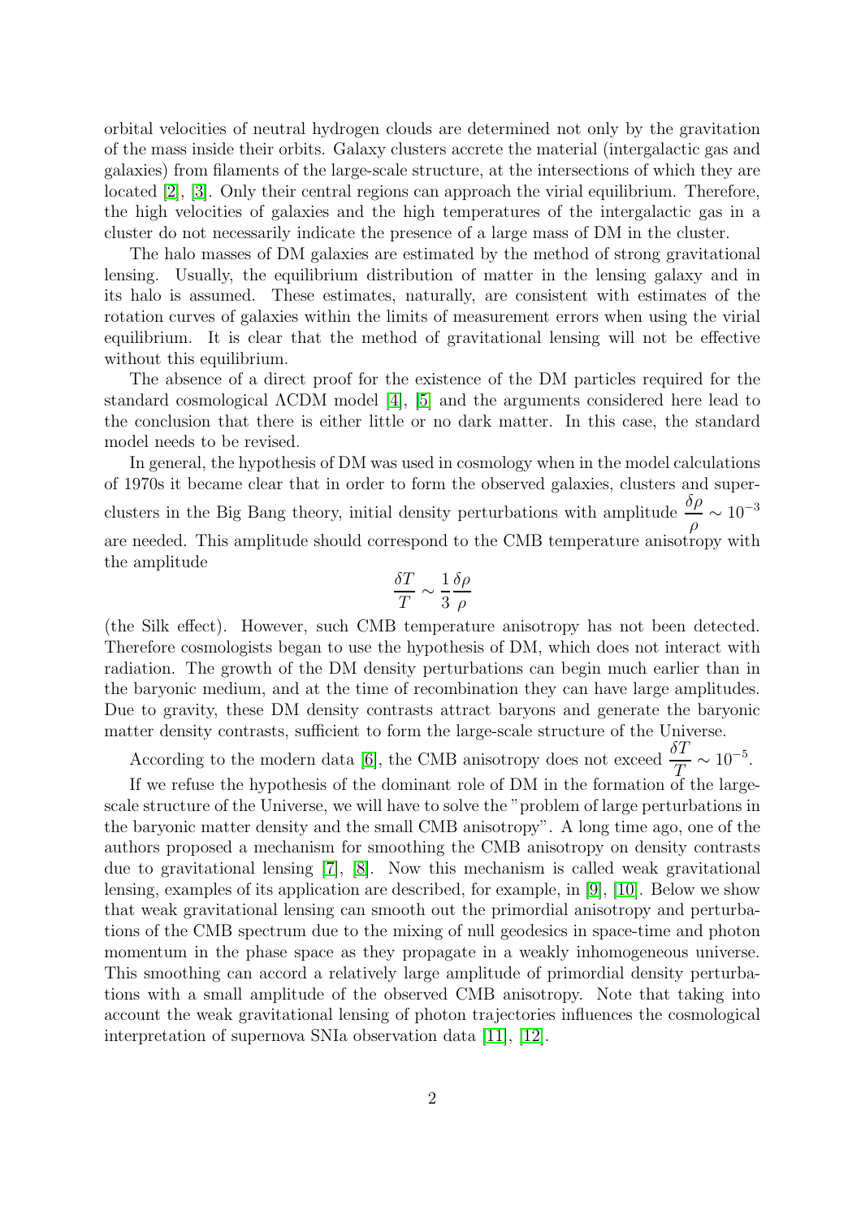orbital velocities of neutral hydrogen clouds are determined not only by the gravitation of the mass inside their orbits. Galaxy clusters accrete the material (intergalactic gas and galaxies) from filaments of the large-scale structure, at the intersections of which they are located [2], [3]. Only their central regions can approach the virial equilibrium. Therefore, the high velocities of galaxies and the high temperatures of the intergalactic gas in a cluster do not necessarily indicate the presence of a large mass of DM in the cluster.

The halo masses of DM galaxies are estimated by the method of strong gravitational lensing. Usually, the equilibrium distribution of matter in the lensing galaxy and in its halo is assumed. These estimates, naturally, are consistent with estimates of the rotation curves of galaxies within the limits of measurement errors when using the virial equilibrium. It is clear that the method of gravitational lensing will not be effective without this equilibrium.

The absence of a direct proof for the existence of the DM particles required for the standard cosmological ΛCDM model [4], [5] and the arguments considered here lead to the conclusion that there is either little or no dark matter. In this case, the standard model needs to be revised.

In general, the hypothesis of DM was used in cosmology when in the model calculations of 1970s it became clear that in order to form the observed galaxies, clusters and superclusters in the Big Bang theory, initial density perturbations with amplitude $\dfrac{\delta\rho}{\rho} \sim 10^{-3}$ are needed. This amplitude should correspond to the CMB temperature anisotropy with the amplitude

$$\frac{\delta T}{T} \sim \frac{1}{3}\frac{\delta\rho}{\rho}$$

(the Silk effect). However, such CMB temperature anisotropy has not been detected. Therefore cosmologists began to use the hypothesis of DM, which does not interact with radiation. The growth of the DM density perturbations can begin much earlier than in the baryonic medium, and at the time of recombination they can have large amplitudes. Due to gravity, these DM density contrasts attract baryons and generate the baryonic matter density contrasts, sufficient to form the large-scale structure of the Universe.

According to the modern data [6], the CMB anisotropy does not exceed $\dfrac{\delta T}{T} \sim 10^{-5}$.

If we refuse the hypothesis of the dominant role of DM in the formation of the large-scale structure of the Universe, we will have to solve the "problem of large perturbations in the baryonic matter density and the small CMB anisotropy". A long time ago, one of the authors proposed a mechanism for smoothing the CMB anisotropy on density contrasts due to gravitational lensing [7], [8]. Now this mechanism is called weak gravitational lensing, examples of its application are described, for example, in [9], [10]. Below we show that weak gravitational lensing can smooth out the primordial anisotropy and perturbations of the CMB spectrum due to the mixing of null geodesics in space-time and photon momentum in the phase space as they propagate in a weakly inhomogeneous universe. This smoothing can accord a relatively large amplitude of primordial density perturbations with a small amplitude of the observed CMB anisotropy. Note that taking into account the weak gravitational lensing of photon trajectories influences the cosmological interpretation of supernova SNIa observation data [11], [12].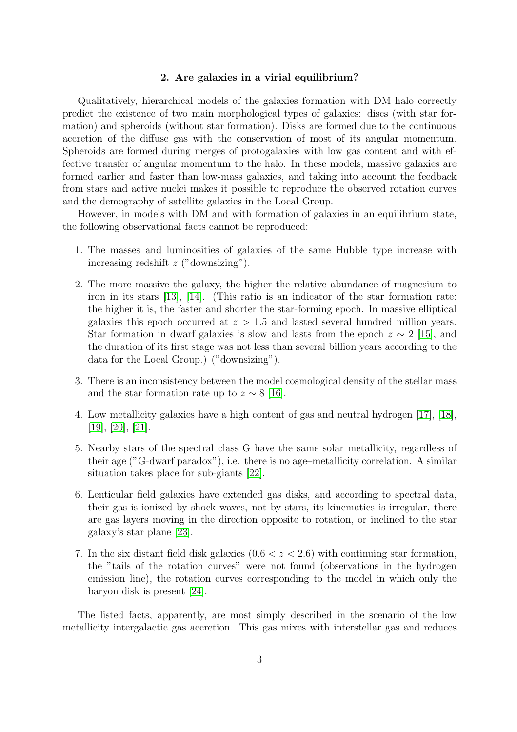## 2. Are galaxies in a virial equilibrium?

Qualitatively, hierarchical models of the galaxies formation with DM halo correctly predict the existence of two main morphological types of galaxies: discs (with star formation) and spheroids (without star formation). Disks are formed due to the continuous accretion of the diffuse gas with the conservation of most of its angular momentum. Spheroids are formed during merges of protogalaxies with low gas content and with effective transfer of angular momentum to the halo. In these models, massive galaxies are formed earlier and faster than low-mass galaxies, and taking into account the feedback from stars and active nuclei makes it possible to reproduce the observed rotation curves and the demography of satellite galaxies in the Local Group.

However, in models with DM and with formation of galaxies in an equilibrium state, the following observational facts cannot be reproduced:

1. The masses and luminosities of galaxies of the same Hubble type increase with increasing redshift $z$ ("downsizing").
2. The more massive the galaxy, the higher the relative abundance of magnesium to iron in its stars [13], [14]. (This ratio is an indicator of the star formation rate: the higher it is, the faster and shorter the star-forming epoch. In massive elliptical galaxies this epoch occurred at $z > 1.5$ and lasted several hundred million years. Star formation in dwarf galaxies is slow and lasts from the epoch $z \sim 2$ [15], and the duration of its first stage was not less than several billion years according to the data for the Local Group.) ("downsizing").
3. There is an inconsistency between the model cosmological density of the stellar mass and the star formation rate up to $z \sim 8$ [16].
4. Low metallicity galaxies have a high content of gas and neutral hydrogen [17], [18], [19], [20], [21].
5. Nearby stars of the spectral class G have the same solar metallicity, regardless of their age ("G-dwarf paradox"), i.e. there is no age–metallicity correlation. A similar situation takes place for sub-giants [22].
6. Lenticular field galaxies have extended gas disks, and according to spectral data, their gas is ionized by shock waves, not by stars, its kinematics is irregular, there are gas layers moving in the direction opposite to rotation, or inclined to the star galaxy's star plane [23].
7. In the six distant field disk galaxies ($0.6 < z < 2.6$) with continuing star formation, the "tails of the rotation curves" were not found (observations in the hydrogen emission line), the rotation curves corresponding to the model in which only the baryon disk is present [24].

The listed facts, apparently, are most simply described in the scenario of the low metallicity intergalactic gas accretion. This gas mixes with interstellar gas and reduces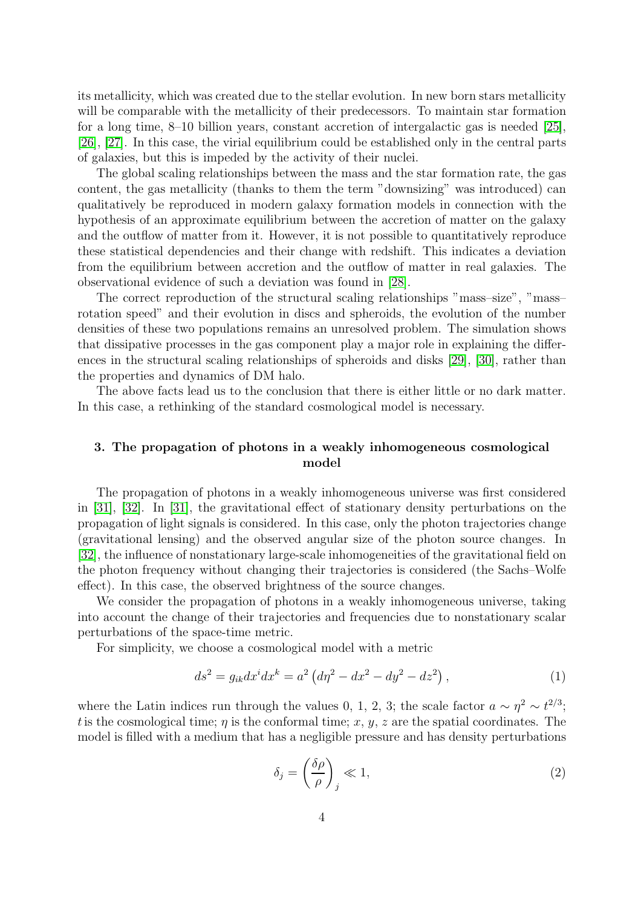its metallicity, which was created due to the stellar evolution. In new born stars metallicity will be comparable with the metallicity of their predecessors. To maintain star formation for a long time, 8–10 billion years, constant accretion of intergalactic gas is needed [25], [26], [27]. In this case, the virial equilibrium could be established only in the central parts of galaxies, but this is impeded by the activity of their nuclei.

The global scaling relationships between the mass and the star formation rate, the gas content, the gas metallicity (thanks to them the term "downsizing" was introduced) can qualitatively be reproduced in modern galaxy formation models in connection with the hypothesis of an approximate equilibrium between the accretion of matter on the galaxy and the outflow of matter from it. However, it is not possible to quantitatively reproduce these statistical dependencies and their change with redshift. This indicates a deviation from the equilibrium between accretion and the outflow of matter in real galaxies. The observational evidence of such a deviation was found in [28].

The correct reproduction of the structural scaling relationships "mass–size", "mass–rotation speed" and their evolution in discs and spheroids, the evolution of the number densities of these two populations remains an unresolved problem. The simulation shows that dissipative processes in the gas component play a major role in explaining the differences in the structural scaling relationships of spheroids and disks [29], [30], rather than the properties and dynamics of DM halo.

The above facts lead us to the conclusion that there is either little or no dark matter. In this case, a rethinking of the standard cosmological model is necessary.

## 3. The propagation of photons in a weakly inhomogeneous cosmological model

The propagation of photons in a weakly inhomogeneous universe was first considered in [31], [32]. In [31], the gravitational effect of stationary density perturbations on the propagation of light signals is considered. In this case, only the photon trajectories change (gravitational lensing) and the observed angular size of the photon source changes. In [32], the influence of nonstationary large-scale inhomogeneities of the gravitational field on the photon frequency without changing their trajectories is considered (the Sachs–Wolfe effect). In this case, the observed brightness of the source changes.

We consider the propagation of photons in a weakly inhomogeneous universe, taking into account the change of their trajectories and frequencies due to nonstationary scalar perturbations of the space-time metric.

For simplicity, we choose a cosmological model with a metric

$$ds^2 = g_{ik}dx^i dx^k = a^2\left(d\eta^2 - dx^2 - dy^2 - dz^2\right), \tag{1}$$

where the Latin indices run through the values 0, 1, 2, 3; the scale factor $a \sim \eta^2 \sim t^{2/3}$; $t$ is the cosmological time; $\eta$ is the conformal time; $x$, $y$, $z$ are the spatial coordinates. The model is filled with a medium that has a negligible pressure and has density perturbations

$$\delta_j = \left(\frac{\delta\rho}{\rho}\right)_j \ll 1, \tag{2}$$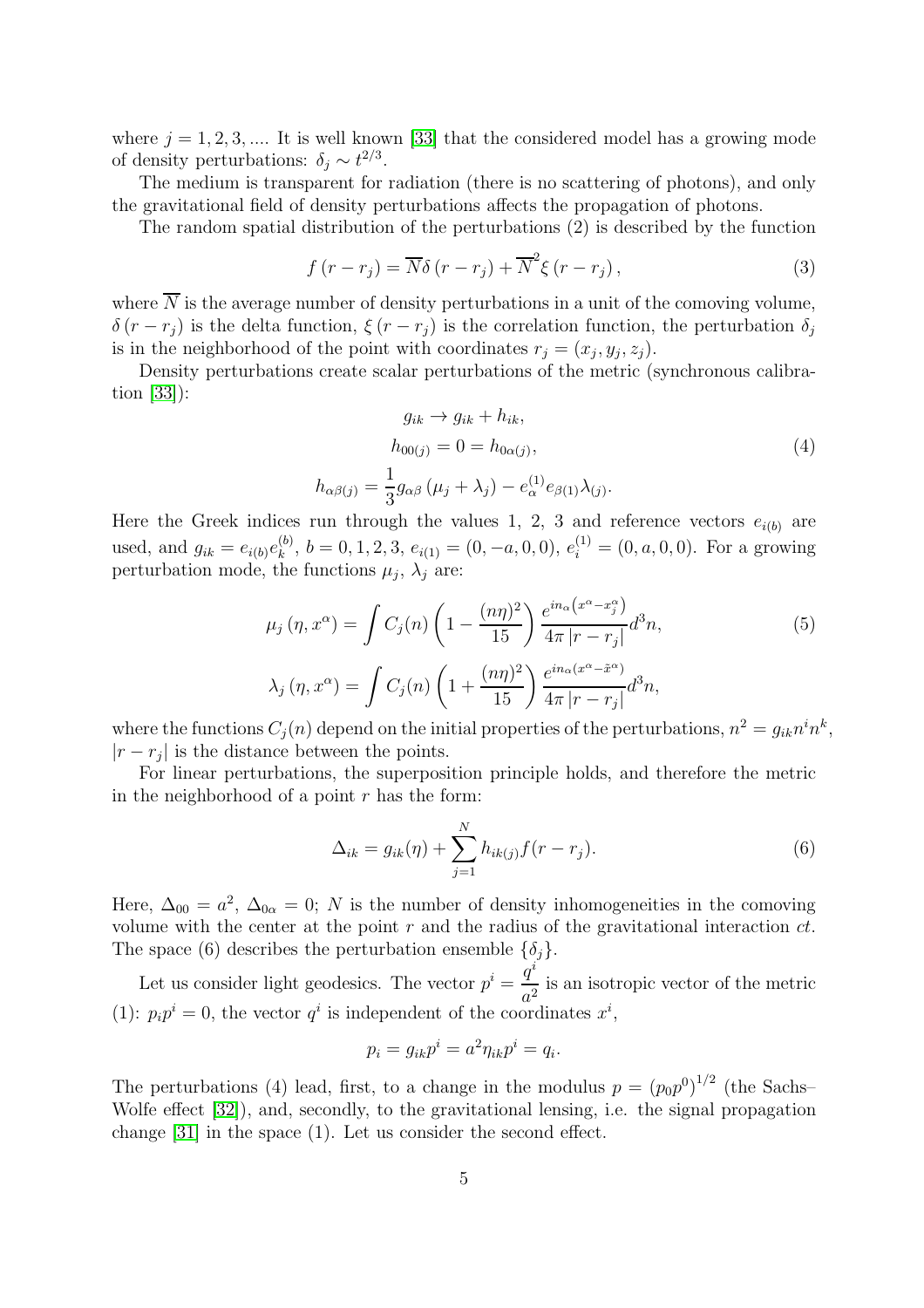where $j = 1, 2, 3, ....$ It is well known [33] that the considered model has a growing mode of density perturbations: $\delta_j \sim t^{2/3}$.

The medium is transparent for radiation (there is no scattering of photons), and only the gravitational field of density perturbations affects the propagation of photons.

The random spatial distribution of the perturbations (2) is described by the function

$$f\left(r - r_j\right) = \overline{N}\delta\left(r - r_j\right) + \overline{N}^2\xi\left(r - r_j\right), \tag{3}$$

where $\overline{N}$ is the average number of density perturbations in a unit of the comoving volume, $\delta\left(r - r_j\right)$ is the delta function, $\xi\left(r - r_j\right)$ is the correlation function, the perturbation $\delta_j$ is in the neighborhood of the point with coordinates $r_j = (x_j, y_j, z_j)$.

Density perturbations create scalar perturbations of the metric (synchronous calibration [33]):

$$\begin{gathered} g_{ik} \to g_{ik} + h_{ik}, \\ h_{00(j)} = 0 = h_{0\alpha(j)}, \\ h_{\alpha\beta(j)} = \frac{1}{3}g_{\alpha\beta}\left(\mu_j + \lambda_j\right) - e_{\alpha}^{(1)}e_{\beta(1)}\lambda_{(j)}. \end{gathered} \tag{4}$$

Here the Greek indices run through the values 1, 2, 3 and reference vectors $e_{i(b)}$ are used, and $g_{ik} = e_{i(b)}e_k^{(b)}$, $b = 0, 1, 2, 3$, $e_{i(1)} = (0, -a, 0, 0)$, $e_i^{(1)} = (0, a, 0, 0)$. For a growing perturbation mode, the functions $\mu_j$, $\lambda_j$ are:

$$\mu_j\left(\eta, x^{\alpha}\right) = \int C_j(n)\left(1 - \frac{(n\eta)^2}{15}\right)\frac{e^{in_{\alpha}\left(x^{\alpha} - x_j^{\alpha}\right)}}{4\pi\left|r - r_j\right|}d^3n, \tag{5}$$

$$\lambda_j\left(\eta, x^{\alpha}\right) = \int C_j(n)\left(1 + \frac{(n\eta)^2}{15}\right)\frac{e^{in_{\alpha}\left(x^{\alpha} - \tilde{x}^{\alpha}\right)}}{4\pi\left|r - r_j\right|}d^3n,$$

where the functions $C_j(n)$ depend on the initial properties of the perturbations, $n^2 = g_{ik}n^i n^k$, $|r - r_j|$ is the distance between the points.

For linear perturbations, the superposition principle holds, and therefore the metric in the neighborhood of a point $r$ has the form:

$$\Delta_{ik} = g_{ik}(\eta) + \sum_{j=1}^{N} h_{ik(j)}f(r - r_j). \tag{6}$$

Here, $\Delta_{00} = a^2$, $\Delta_{0\alpha} = 0$; $N$ is the number of density inhomogeneities in the comoving volume with the center at the point $r$ and the radius of the gravitational interaction $ct$. The space (6) describes the perturbation ensemble $\{\delta_j\}$.

Let us consider light geodesics. The vector $p^i = \dfrac{q^i}{a^2}$ is an isotropic vector of the metric (1): $p_i p^i = 0$, the vector $q^i$ is independent of the coordinates $x^i$,

$$p_i = g_{ik}p^i = a^2\eta_{ik}p^i = q_i.$$

The perturbations (4) lead, first, to a change in the modulus $p = \left(p_0 p^0\right)^{1/2}$ (the Sachs–Wolfe effect [32]), and, secondly, to the gravitational lensing, i.e. the signal propagation change [31] in the space (1). Let us consider the second effect.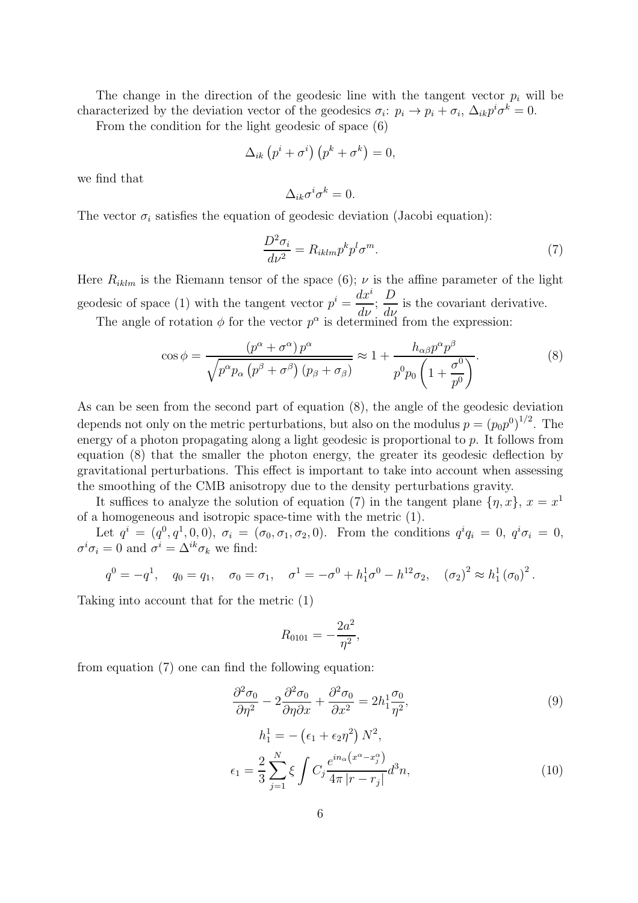The change in the direction of the geodesic line with the tangent vector $p_i$ will be characterized by the deviation vector of the geodesics $\sigma_i$: $p_i \to p_i + \sigma_i$, $\Delta_{ik} p^i \sigma^k = 0$.

From the condition for the light geodesic of space (6)

$$
\Delta_{ik} \left( p^i + \sigma^i \right) \left( p^k + \sigma^k \right) = 0,
$$

we find that

$$
\Delta_{ik} \sigma^i \sigma^k = 0.
$$

The vector $\sigma_i$ satisfies the equation of geodesic deviation (Jacobi equation):

$$
\frac{D^2 \sigma_i}{d\nu^2} = R_{iklm} p^k p^l \sigma^m. \tag{7}
$$

Here $R_{iklm}$ is the Riemann tensor of the space (6); $\nu$ is the affine parameter of the light geodesic of space (1) with the tangent vector $p^i = \dfrac{dx^i}{d\nu}$; $\dfrac{D}{d\nu}$ is the covariant derivative.

The angle of rotation $\phi$ for the vector $p^\alpha$ is determined from the expression:

$$
\cos \phi = \frac{\left( p^\alpha + \sigma^\alpha \right) p^\alpha}{\sqrt{p^\alpha p_\alpha \left( p^\beta + \sigma^\beta \right) \left( p_\beta + \sigma_\beta \right)}} \approx 1 + \frac{h_{\alpha\beta} p^\alpha p^\beta}{p^0 p_0 \left( 1 + \dfrac{\sigma^0}{p^0} \right)}. \tag{8}
$$

As can be seen from the second part of equation (8), the angle of the geodesic deviation depends not only on the metric perturbations, but also on the modulus $p = \left( p_0 p^0 \right)^{1/2}$. The energy of a photon propagating along a light geodesic is proportional to $p$. It follows from equation (8) that the smaller the photon energy, the greater its geodesic deflection by gravitational perturbations. This effect is important to take into account when assessing the smoothing of the CMB anisotropy due to the density perturbations gravity.

It suffices to analyze the solution of equation (7) in the tangent plane $\{\eta, x\}$, $x = x^1$ of a homogeneous and isotropic space-time with the metric (1).

Let $q^i = (q^0, q^1, 0, 0)$, $\sigma_i = (\sigma_0, \sigma_1, \sigma_2, 0)$. From the conditions $q^i q_i = 0$, $q^i \sigma_i = 0$, $\sigma^i \sigma_i = 0$ and $\sigma^i = \Delta^{ik} \sigma_k$ we find:

$$
q^0 = -q^1, \quad q_0 = q_1, \quad \sigma_0 = \sigma_1, \quad \sigma^1 = -\sigma^0 + h_1^1 \sigma^0 - h^{12} \sigma_2, \quad \left( \sigma_2 \right)^2 \approx h_1^1 \left( \sigma_0 \right)^2.
$$

Taking into account that for the metric (1)

$$
R_{0101} = -\frac{2a^2}{\eta^2},
$$

from equation (7) one can find the following equation:

$$
\frac{\partial^2 \sigma_0}{\partial \eta^2} - 2 \frac{\partial^2 \sigma_0}{\partial \eta \partial x} + \frac{\partial^2 \sigma_0}{\partial x^2} = 2 h_1^1 \frac{\sigma_0}{\eta^2}, \tag{9}
$$

$$
h_1^1 = -\left( \epsilon_1 + \epsilon_2 \eta^2 \right) N^2,
$$

$$
\epsilon_1 = \frac{2}{3} \sum_{j=1}^{N} \xi \int C_j \frac{e^{i n_\alpha \left( x^\alpha - x_j^\alpha \right)}}{4\pi \left| r - r_j \right|} d^3 n, \tag{10}
$$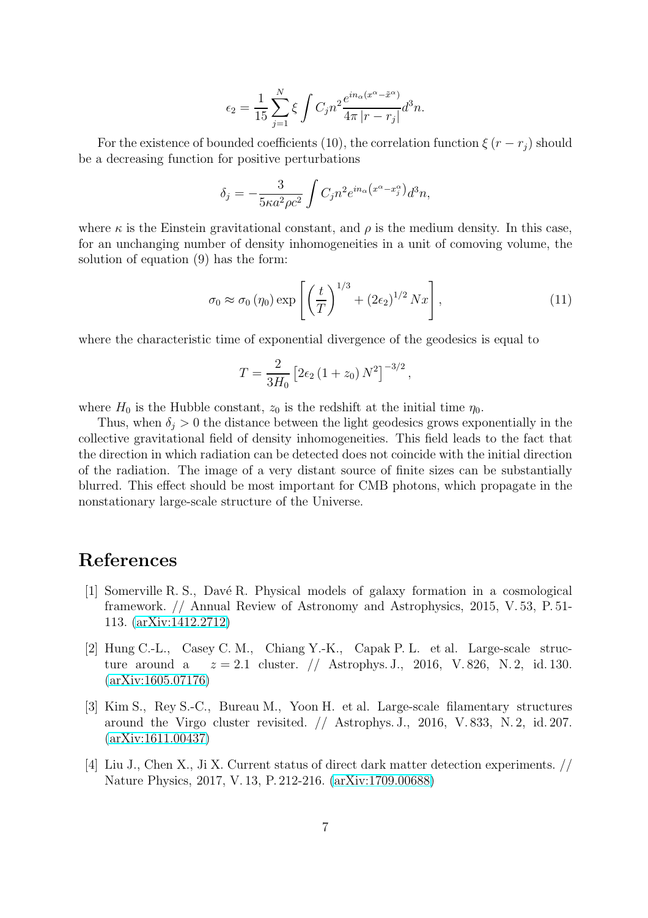$$\epsilon_2 = \frac{1}{15} \sum_{j=1}^{N} \xi \int C_j n^2 \frac{e^{in_\alpha (x^\alpha - \tilde{x}^\alpha)}}{4\pi |r - r_j|} d^3 n.$$

For the existence of bounded coefficients (10), the correlation function $\xi(r - r_j)$ should be a decreasing function for positive perturbations

$$\delta_j = -\frac{3}{5\kappa a^2 \rho c^2} \int C_j n^2 e^{in_\alpha \left(x^\alpha - x_j^\alpha\right)} d^3 n,$$

where $\kappa$ is the Einstein gravitational constant, and $\rho$ is the medium density. In this case, for an unchanging number of density inhomogeneities in a unit of comoving volume, the solution of equation (9) has the form:

$$\sigma_0 \approx \sigma_0(\eta_0) \exp\left[ \left(\frac{t}{T}\right)^{1/3} + (2\epsilon_2)^{1/2} N x \right], \tag{11}$$

where the characteristic time of exponential divergence of the geodesics is equal to

$$T = \frac{2}{3H_0} \left[ 2\epsilon_2 (1 + z_0) N^2 \right]^{-3/2},$$

where $H_0$ is the Hubble constant, $z_0$ is the redshift at the initial time $\eta_0$.

Thus, when $\delta_j > 0$ the distance between the light geodesics grows exponentially in the collective gravitational field of density inhomogeneities. This field leads to the fact that the direction in which radiation can be detected does not coincide with the initial direction of the radiation. The image of a very distant source of finite sizes can be substantially blurred. This effect should be most important for CMB photons, which propagate in the nonstationary large-scale structure of the Universe.

# References

[1] Somerville R. S., Davé R. Physical models of galaxy formation in a cosmological framework. // Annual Review of Astronomy and Astrophysics, 2015, V. 53, P. 51-113. (arXiv:1412.2712)

[2] Hung C.-L., Casey C. M., Chiang Y.-K., Capak P. L. et al. Large-scale structure around a $z = 2.1$ cluster. // Astrophys. J., 2016, V. 826, N. 2, id. 130. (arXiv:1605.07176)

[3] Kim S., Rey S.-C., Bureau M., Yoon H. et al. Large-scale filamentary structures around the Virgo cluster revisited. // Astrophys. J., 2016, V. 833, N. 2, id. 207. (arXiv:1611.00437)

[4] Liu J., Chen X., Ji X. Current status of direct dark matter detection experiments. // Nature Physics, 2017, V. 13, P. 212-216. (arXiv:1709.00688)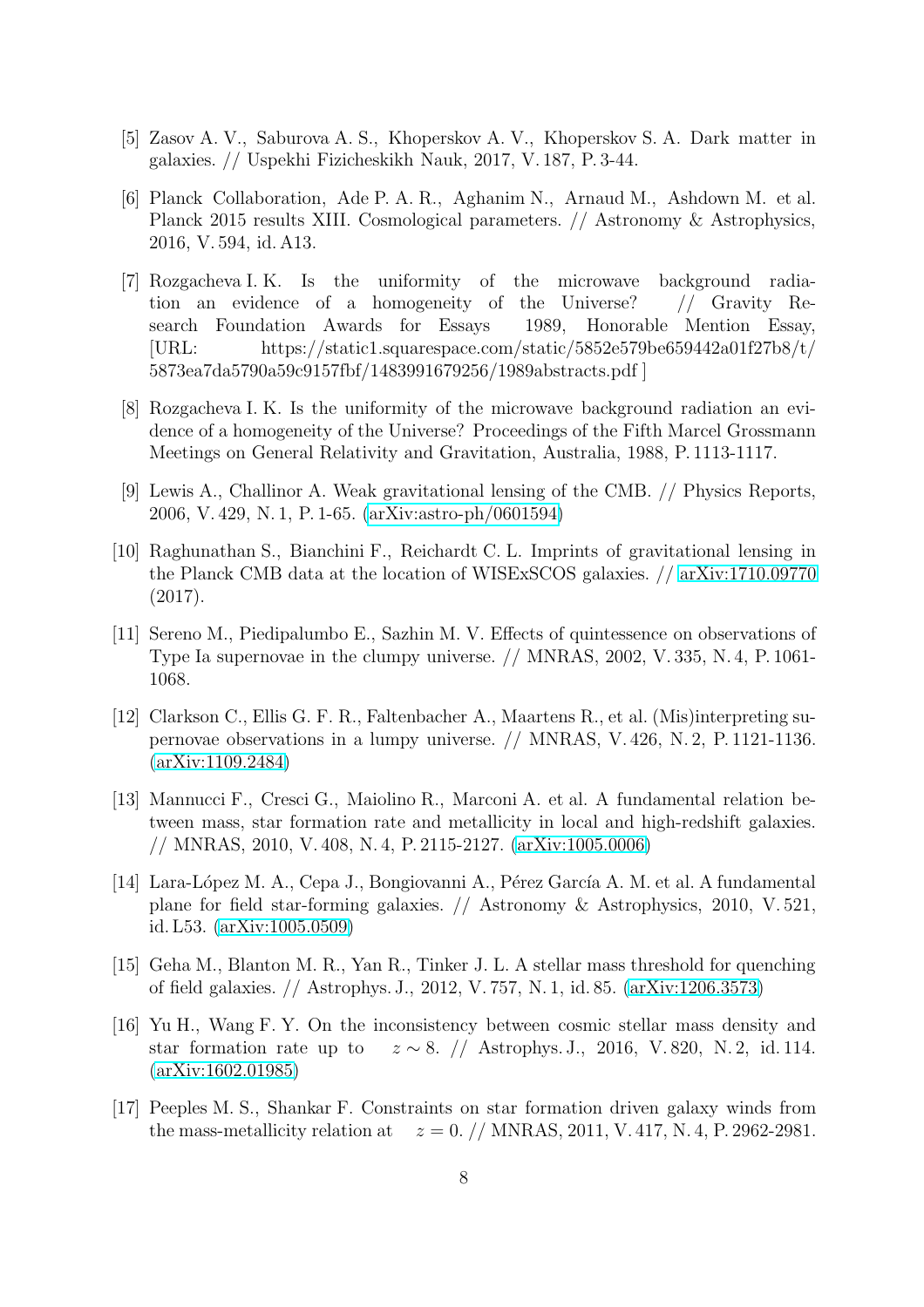[5] Zasov A. V., Saburova A. S., Khoperskov A. V., Khoperskov S. A. Dark matter in galaxies. // Uspekhi Fizicheskikh Nauk, 2017, V. 187, P. 3-44.

[6] Planck Collaboration, Ade P. A. R., Aghanim N., Arnaud M., Ashdown M. et al. Planck 2015 results XIII. Cosmological parameters. // Astronomy & Astrophysics, 2016, V. 594, id. A13.

[7] Rozgacheva I. K. Is the uniformity of the microwave background radiation an evidence of a homogeneity of the Universe? // Gravity Research Foundation Awards for Essays 1989, Honorable Mention Essay, [URL: https://static1.squarespace.com/static/5852e579be659442a01f27b8/t/5873ea7da5790a59c9157fbf/1483991679256/1989abstracts.pdf ]

[8] Rozgacheva I. K. Is the uniformity of the microwave background radiation an evidence of a homogeneity of the Universe? Proceedings of the Fifth Marcel Grossmann Meetings on General Relativity and Gravitation, Australia, 1988, P. 1113-1117.

[9] Lewis A., Challinor A. Weak gravitational lensing of the CMB. // Physics Reports, 2006, V. 429, N. 1, P. 1-65. (arXiv:astro-ph/0601594)

[10] Raghunathan S., Bianchini F., Reichardt C. L. Imprints of gravitational lensing in the Planck CMB data at the location of WISExSCOS galaxies. // arXiv:1710.09770 (2017).

[11] Sereno M., Piedipalumbo E., Sazhin M. V. Effects of quintessence on observations of Type Ia supernovae in the clumpy universe. // MNRAS, 2002, V. 335, N. 4, P. 1061-1068.

[12] Clarkson C., Ellis G. F. R., Faltenbacher A., Maartens R., et al. (Mis)interpreting supernovae observations in a lumpy universe. // MNRAS, V. 426, N. 2, P. 1121-1136. (arXiv:1109.2484)

[13] Mannucci F., Cresci G., Maiolino R., Marconi A. et al. A fundamental relation between mass, star formation rate and metallicity in local and high-redshift galaxies. // MNRAS, 2010, V. 408, N. 4, P. 2115-2127. (arXiv:1005.0006)

[14] Lara-López M. A., Cepa J., Bongiovanni A., Pérez García A. M. et al. A fundamental plane for field star-forming galaxies. // Astronomy & Astrophysics, 2010, V. 521, id. L53. (arXiv:1005.0509)

[15] Geha M., Blanton M. R., Yan R., Tinker J. L. A stellar mass threshold for quenching of field galaxies. // Astrophys. J., 2012, V. 757, N. 1, id. 85. (arXiv:1206.3573)

[16] Yu H., Wang F. Y. On the inconsistency between cosmic stellar mass density and star formation rate up to $z \sim 8$. // Astrophys. J., 2016, V. 820, N. 2, id. 114. (arXiv:1602.01985)

[17] Peeples M. S., Shankar F. Constraints on star formation driven galaxy winds from the mass-metallicity relation at $z = 0$. // MNRAS, 2011, V. 417, N. 4, P. 2962-2981.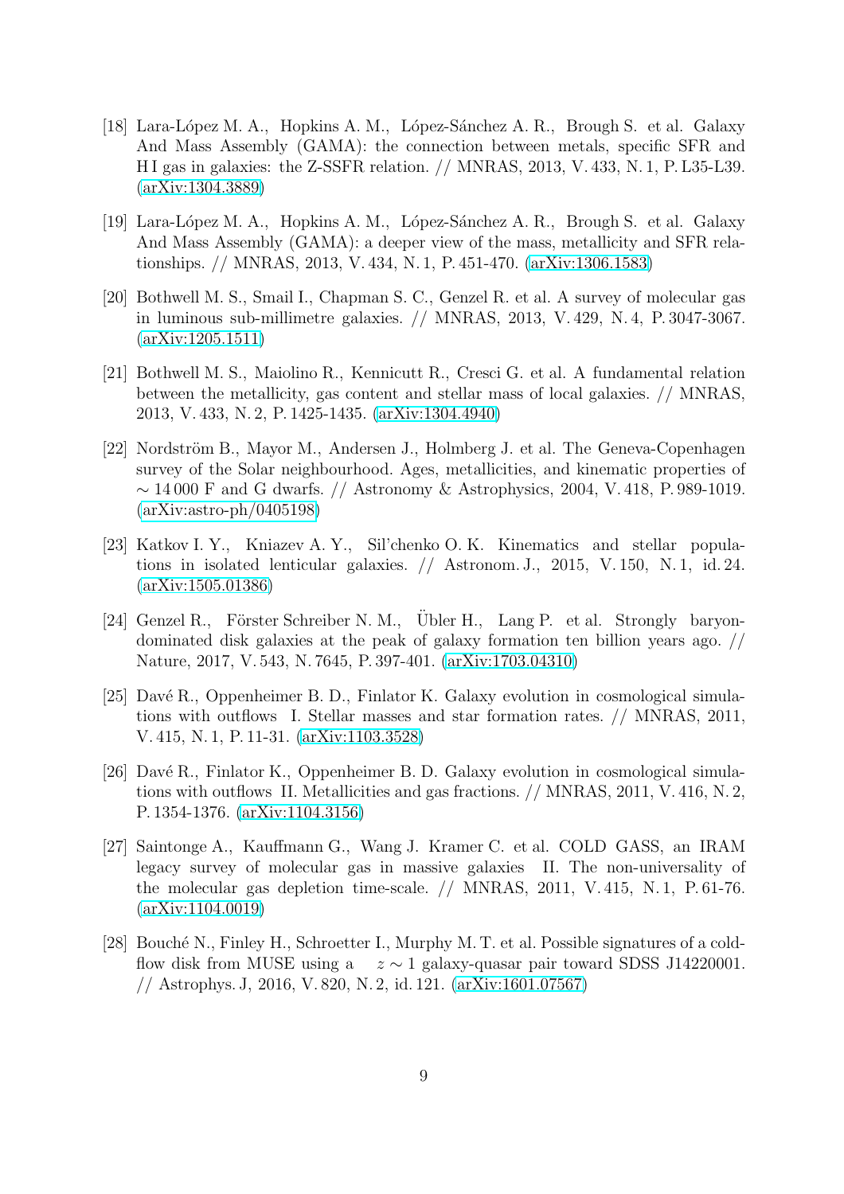[18] Lara-López M. A., Hopkins A. M., López-Sánchez A. R., Brough S. et al. Galaxy And Mass Assembly (GAMA): the connection between metals, specific SFR and H I gas in galaxies: the Z-SSFR relation. // MNRAS, 2013, V. 433, N. 1, P. L35-L39. (arXiv:1304.3889)

[19] Lara-López M. A., Hopkins A. M., López-Sánchez A. R., Brough S. et al. Galaxy And Mass Assembly (GAMA): a deeper view of the mass, metallicity and SFR relationships. // MNRAS, 2013, V. 434, N. 1, P. 451-470. (arXiv:1306.1583)

[20] Bothwell M. S., Smail I., Chapman S. C., Genzel R. et al. A survey of molecular gas in luminous sub-millimetre galaxies. // MNRAS, 2013, V. 429, N. 4, P. 3047-3067. (arXiv:1205.1511)

[21] Bothwell M. S., Maiolino R., Kennicutt R., Cresci G. et al. A fundamental relation between the metallicity, gas content and stellar mass of local galaxies. // MNRAS, 2013, V. 433, N. 2, P. 1425-1435. (arXiv:1304.4940)

[22] Nordström B., Mayor M., Andersen J., Holmberg J. et al. The Geneva-Copenhagen survey of the Solar neighbourhood. Ages, metallicities, and kinematic properties of $\sim 14\,000$ F and G dwarfs. // Astronomy & Astrophysics, 2004, V. 418, P. 989-1019. (arXiv:astro-ph/0405198)

[23] Katkov I. Y., Kniazev A. Y., Sil'chenko O. K. Kinematics and stellar populations in isolated lenticular galaxies. // Astronom. J., 2015, V. 150, N. 1, id. 24. (arXiv:1505.01386)

[24] Genzel R., Förster Schreiber N. M., Übler H., Lang P. et al. Strongly baryon-dominated disk galaxies at the peak of galaxy formation ten billion years ago. // Nature, 2017, V. 543, N. 7645, P. 397-401. (arXiv:1703.04310)

[25] Davé R., Oppenheimer B. D., Finlator K. Galaxy evolution in cosmological simulations with outflows I. Stellar masses and star formation rates. // MNRAS, 2011, V. 415, N. 1, P. 11-31. (arXiv:1103.3528)

[26] Davé R., Finlator K., Oppenheimer B. D. Galaxy evolution in cosmological simulations with outflows II. Metallicities and gas fractions. // MNRAS, 2011, V. 416, N. 2, P. 1354-1376. (arXiv:1104.3156)

[27] Saintonge A., Kauffmann G., Wang J. Kramer C. et al. COLD GASS, an IRAM legacy survey of molecular gas in massive galaxies II. The non-universality of the molecular gas depletion time-scale. // MNRAS, 2011, V. 415, N. 1, P. 61-76. (arXiv:1104.0019)

[28] Bouché N., Finley H., Schroetter I., Murphy M. T. et al. Possible signatures of a cold-flow disk from MUSE using a $z \sim 1$ galaxy-quasar pair toward SDSS J14220001. // Astrophys. J, 2016, V. 820, N. 2, id. 121. (arXiv:1601.07567)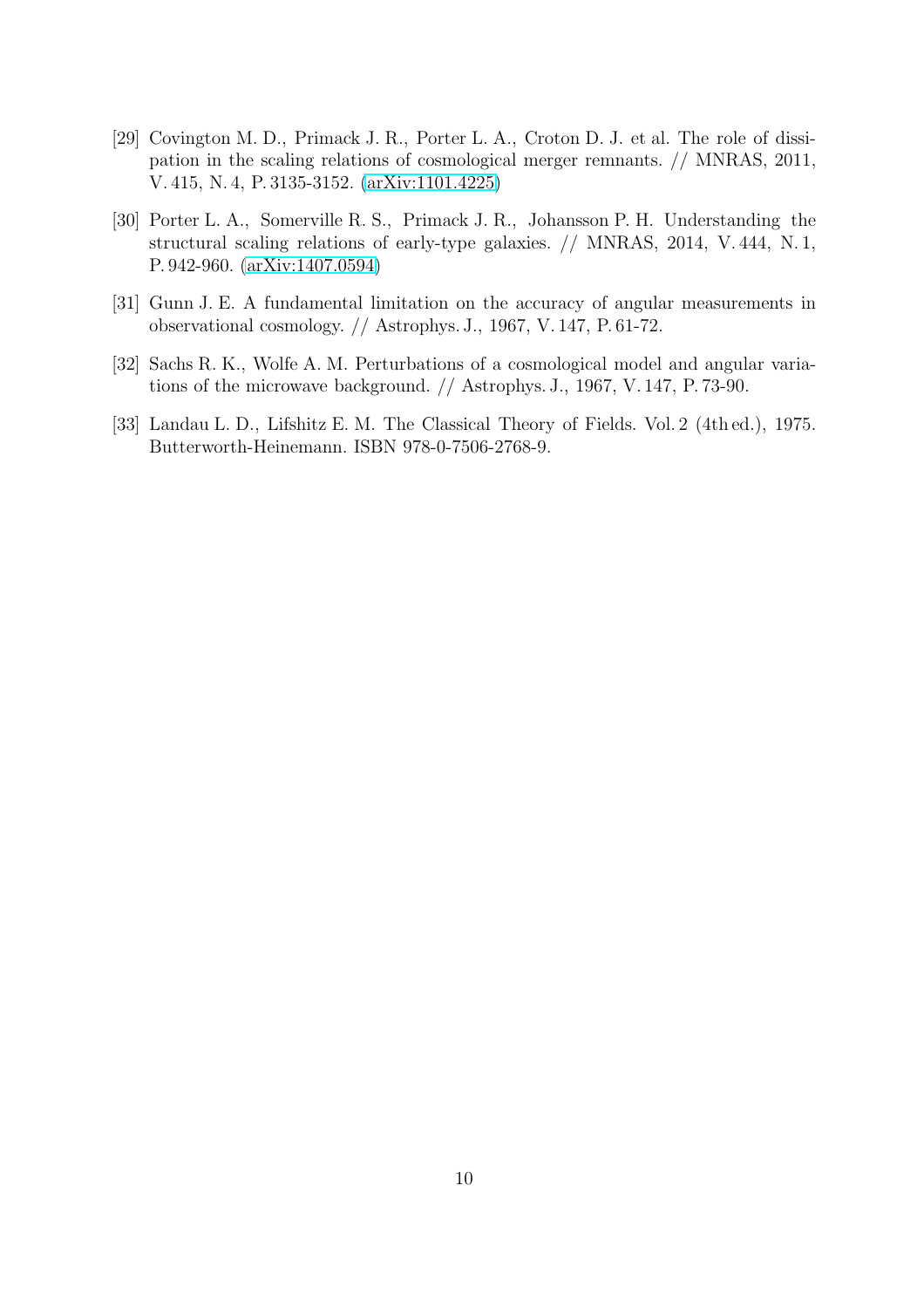[29] Covington M. D., Primack J. R., Porter L. A., Croton D. J. et al. The role of dissipation in the scaling relations of cosmological merger remnants. // MNRAS, 2011, V. 415, N. 4, P. 3135-3152. (arXiv:1101.4225)

[30] Porter L. A., Somerville R. S., Primack J. R., Johansson P. H. Understanding the structural scaling relations of early-type galaxies. // MNRAS, 2014, V. 444, N. 1, P. 942-960. (arXiv:1407.0594)

[31] Gunn J. E. A fundamental limitation on the accuracy of angular measurements in observational cosmology. // Astrophys. J., 1967, V. 147, P. 61-72.

[32] Sachs R. K., Wolfe A. M. Perturbations of a cosmological model and angular variations of the microwave background. // Astrophys. J., 1967, V. 147, P. 73-90.

[33] Landau L. D., Lifshitz E. M. The Classical Theory of Fields. Vol. 2 (4th ed.), 1975. Butterworth-Heinemann. ISBN 978-0-7506-2768-9.